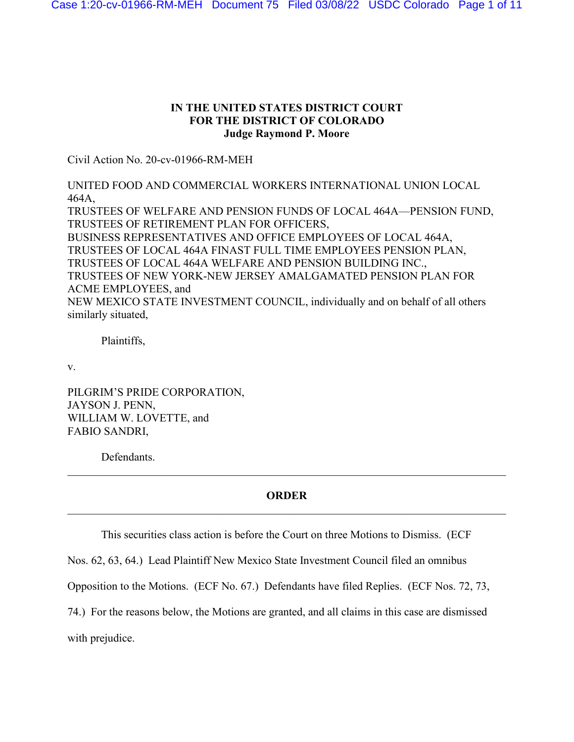**IN THE UNITED STATES DISTRICT COURT**
**FOR THE DISTRICT OF COLORADO**
**Judge Raymond P. Moore**

Civil Action No. 20-cv-01966-RM-MEH

UNITED FOOD AND COMMERCIAL WORKERS INTERNATIONAL UNION LOCAL 464A,
TRUSTEES OF WELFARE AND PENSION FUNDS OF LOCAL 464A—PENSION FUND,
TRUSTEES OF RETIREMENT PLAN FOR OFFICERS,
BUSINESS REPRESENTATIVES AND OFFICE EMPLOYEES OF LOCAL 464A,
TRUSTEES OF LOCAL 464A FINAST FULL TIME EMPLOYEES PENSION PLAN,
TRUSTEES OF LOCAL 464A WELFARE AND PENSION BUILDING INC.,
TRUSTEES OF NEW YORK-NEW JERSEY AMALGAMATED PENSION PLAN FOR ACME EMPLOYEES, and
NEW MEXICO STATE INVESTMENT COUNCIL, individually and on behalf of all others similarly situated,

Plaintiffs,

v.

PILGRIM'S PRIDE CORPORATION,
JAYSON J. PENN,
WILLIAM W. LOVETTE, and
FABIO SANDRI,

Defendants.

---

**ORDER**

---

This securities class action is before the Court on three Motions to Dismiss. (ECF Nos. 62, 63, 64.) Lead Plaintiff New Mexico State Investment Council filed an omnibus Opposition to the Motions. (ECF No. 67.) Defendants have filed Replies. (ECF Nos. 72, 73, 74.) For the reasons below, the Motions are granted, and all claims in this case are dismissed with prejudice.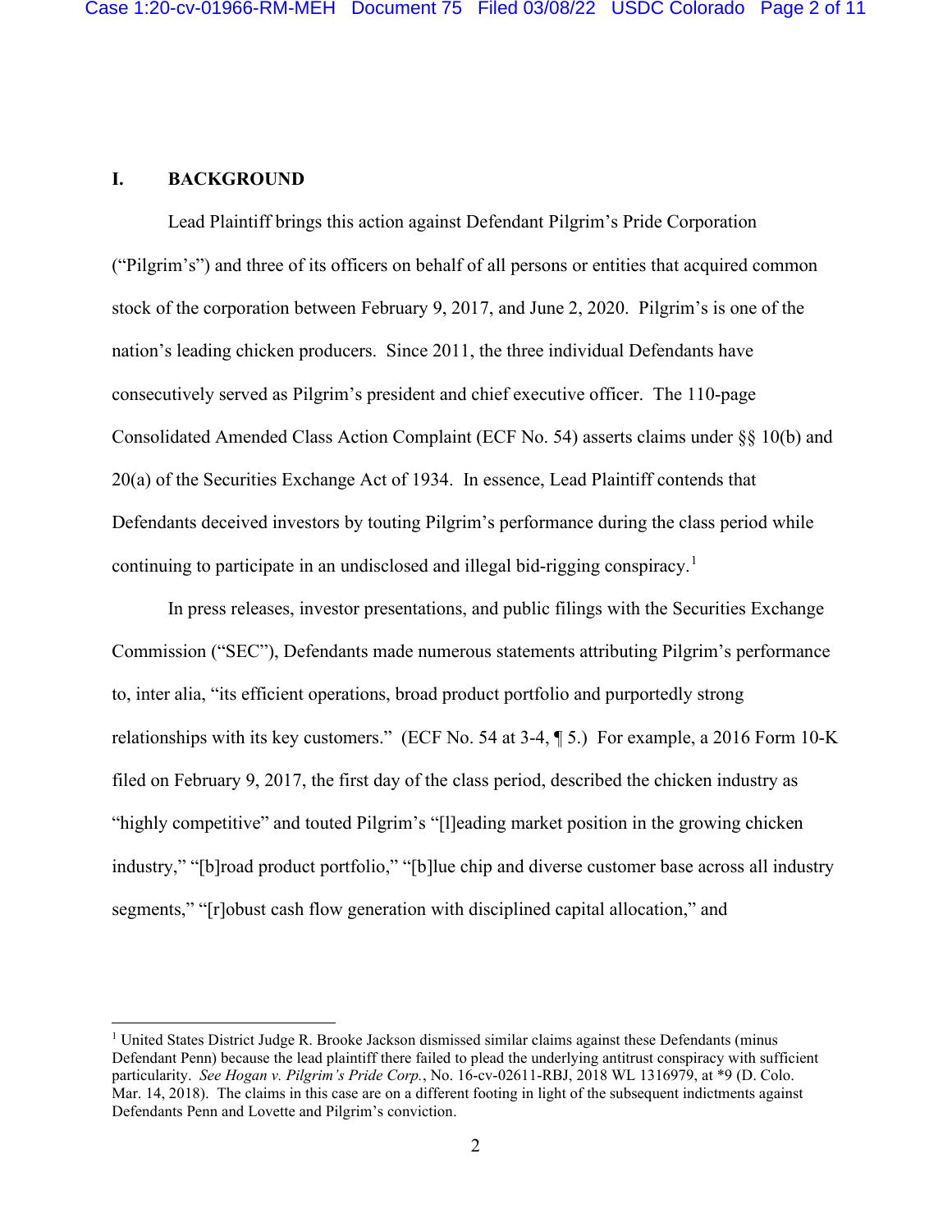## I. BACKGROUND

Lead Plaintiff brings this action against Defendant Pilgrim's Pride Corporation ("Pilgrim's") and three of its officers on behalf of all persons or entities that acquired common stock of the corporation between February 9, 2017, and June 2, 2020. Pilgrim's is one of the nation's leading chicken producers. Since 2011, the three individual Defendants have consecutively served as Pilgrim's president and chief executive officer. The 110-page Consolidated Amended Class Action Complaint (ECF No. 54) asserts claims under §§ 10(b) and 20(a) of the Securities Exchange Act of 1934. In essence, Lead Plaintiff contends that Defendants deceived investors by touting Pilgrim's performance during the class period while continuing to participate in an undisclosed and illegal bid-rigging conspiracy.[1]

In press releases, investor presentations, and public filings with the Securities Exchange Commission ("SEC"), Defendants made numerous statements attributing Pilgrim's performance to, inter alia, "its efficient operations, broad product portfolio and purportedly strong relationships with its key customers." (ECF No. 54 at 3-4, ¶ 5.) For example, a 2016 Form 10-K filed on February 9, 2017, the first day of the class period, described the chicken industry as "highly competitive" and touted Pilgrim's "[l]eading market position in the growing chicken industry," "[b]road product portfolio," "[b]lue chip and diverse customer base across all industry segments," "[r]obust cash flow generation with disciplined capital allocation," and

---

[1] United States District Judge R. Brooke Jackson dismissed similar claims against these Defendants (minus Defendant Penn) because the lead plaintiff there failed to plead the underlying antitrust conspiracy with sufficient particularity. *See Hogan v. Pilgrim's Pride Corp.*, No. 16-cv-02611-RBJ, 2018 WL 1316979, at *9 (D. Colo. Mar. 14, 2018). The claims in this case are on a different footing in light of the subsequent indictments against Defendants Penn and Lovette and Pilgrim's conviction.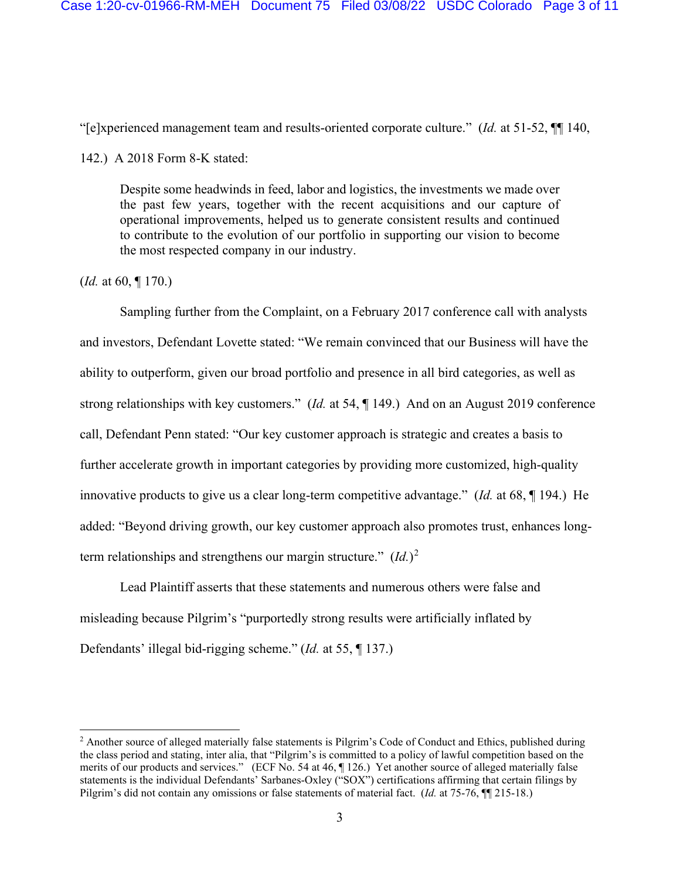"[e]xperienced management team and results-oriented corporate culture." (*Id.* at 51-52, ¶¶ 140, 142.) A 2018 Form 8-K stated:

> Despite some headwinds in feed, labor and logistics, the investments we made over the past few years, together with the recent acquisitions and our capture of operational improvements, helped us to generate consistent results and continued to contribute to the evolution of our portfolio in supporting our vision to become the most respected company in our industry.

(*Id.* at 60, ¶ 170.)

Sampling further from the Complaint, on a February 2017 conference call with analysts and investors, Defendant Lovette stated: "We remain convinced that our Business will have the ability to outperform, given our broad portfolio and presence in all bird categories, as well as strong relationships with key customers." (*Id.* at 54, ¶ 149.) And on an August 2019 conference call, Defendant Penn stated: "Our key customer approach is strategic and creates a basis to further accelerate growth in important categories by providing more customized, high-quality innovative products to give us a clear long-term competitive advantage." (*Id.* at 68, ¶ 194.) He added: "Beyond driving growth, our key customer approach also promotes trust, enhances long-term relationships and strengthens our margin structure." (*Id.*)[2]

Lead Plaintiff asserts that these statements and numerous others were false and misleading because Pilgrim's "purportedly strong results were artificially inflated by Defendants' illegal bid-rigging scheme." (*Id.* at 55, ¶ 137.)

---

[2] Another source of alleged materially false statements is Pilgrim's Code of Conduct and Ethics, published during the class period and stating, inter alia, that "Pilgrim's is committed to a policy of lawful competition based on the merits of our products and services." (ECF No. 54 at 46, ¶ 126.) Yet another source of alleged materially false statements is the individual Defendants' Sarbanes-Oxley ("SOX") certifications affirming that certain filings by Pilgrim's did not contain any omissions or false statements of material fact. (*Id.* at 75-76, ¶¶ 215-18.)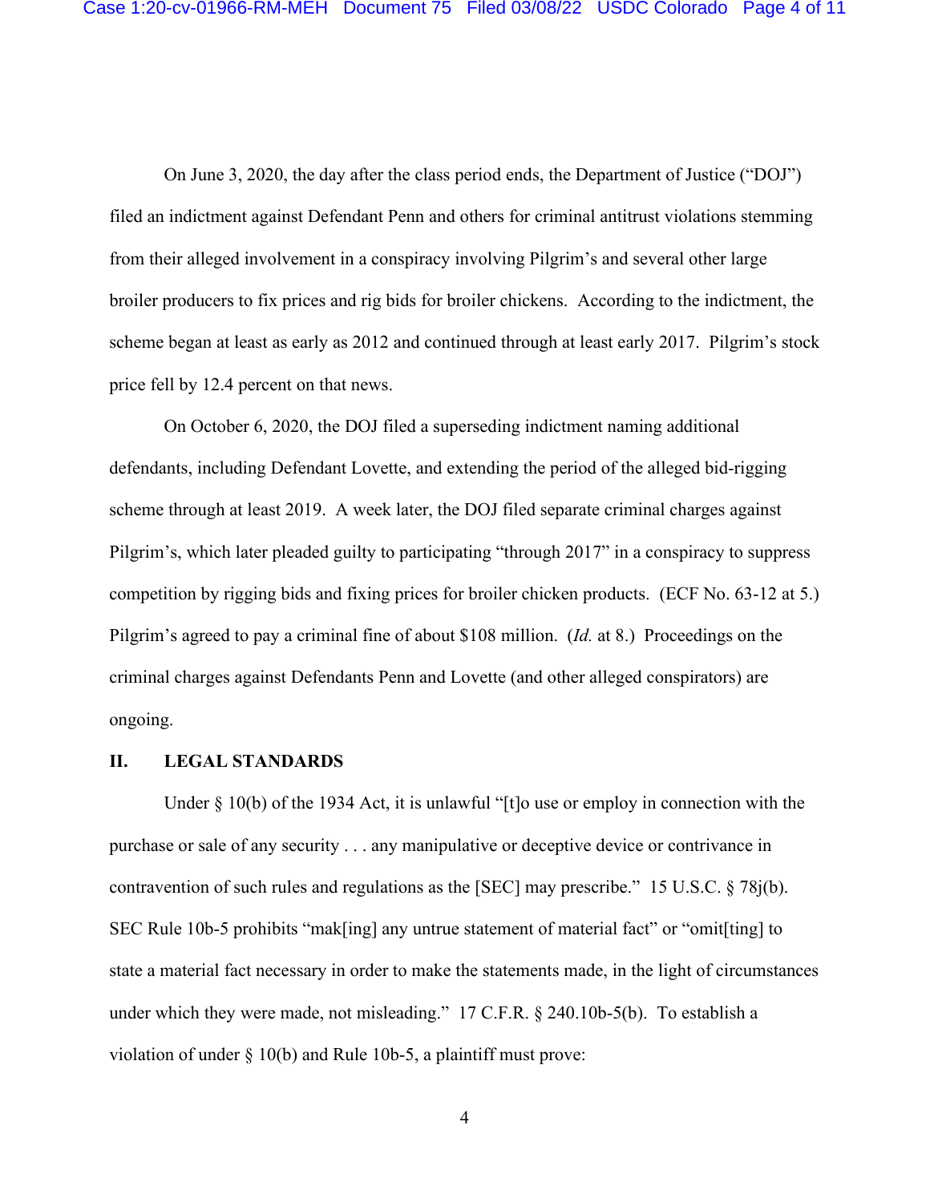On June 3, 2020, the day after the class period ends, the Department of Justice ("DOJ") filed an indictment against Defendant Penn and others for criminal antitrust violations stemming from their alleged involvement in a conspiracy involving Pilgrim's and several other large broiler producers to fix prices and rig bids for broiler chickens. According to the indictment, the scheme began at least as early as 2012 and continued through at least early 2017. Pilgrim's stock price fell by 12.4 percent on that news.

On October 6, 2020, the DOJ filed a superseding indictment naming additional defendants, including Defendant Lovette, and extending the period of the alleged bid-rigging scheme through at least 2019. A week later, the DOJ filed separate criminal charges against Pilgrim's, which later pleaded guilty to participating "through 2017" in a conspiracy to suppress competition by rigging bids and fixing prices for broiler chicken products. (ECF No. 63-12 at 5.) Pilgrim's agreed to pay a criminal fine of about $108 million. (*Id.* at 8.) Proceedings on the criminal charges against Defendants Penn and Lovette (and other alleged conspirators) are ongoing.

## II. LEGAL STANDARDS

Under § 10(b) of the 1934 Act, it is unlawful "[t]o use or employ in connection with the purchase or sale of any security . . . any manipulative or deceptive device or contrivance in contravention of such rules and regulations as the [SEC] may prescribe." 15 U.S.C. § 78j(b). SEC Rule 10b-5 prohibits "mak[ing] any untrue statement of material fact" or "omit[ting] to state a material fact necessary in order to make the statements made, in the light of circumstances under which they were made, not misleading." 17 C.F.R. § 240.10b-5(b). To establish a violation of under § 10(b) and Rule 10b-5, a plaintiff must prove: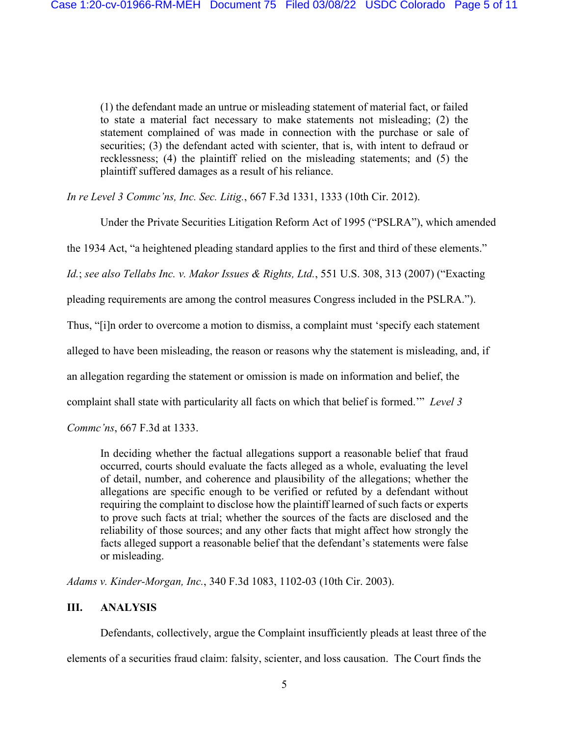> (1) the defendant made an untrue or misleading statement of material fact, or failed to state a material fact necessary to make statements not misleading; (2) the statement complained of was made in connection with the purchase or sale of securities; (3) the defendant acted with scienter, that is, with intent to defraud or recklessness; (4) the plaintiff relied on the misleading statements; and (5) the plaintiff suffered damages as a result of his reliance.

*In re Level 3 Commc'ns, Inc. Sec. Litig.*, 667 F.3d 1331, 1333 (10th Cir. 2012).

Under the Private Securities Litigation Reform Act of 1995 ("PSLRA"), which amended the 1934 Act, "a heightened pleading standard applies to the first and third of these elements." *Id.*; *see also Tellabs Inc. v. Makor Issues & Rights, Ltd.*, 551 U.S. 308, 313 (2007) ("Exacting pleading requirements are among the control measures Congress included in the PSLRA."). Thus, "[i]n order to overcome a motion to dismiss, a complaint must 'specify each statement alleged to have been misleading, the reason or reasons why the statement is misleading, and, if an allegation regarding the statement or omission is made on information and belief, the complaint shall state with particularity all facts on which that belief is formed.'" *Level 3 Commc'ns*, 667 F.3d at 1333.

> In deciding whether the factual allegations support a reasonable belief that fraud occurred, courts should evaluate the facts alleged as a whole, evaluating the level of detail, number, and coherence and plausibility of the allegations; whether the allegations are specific enough to be verified or refuted by a defendant without requiring the complaint to disclose how the plaintiff learned of such facts or experts to prove such facts at trial; whether the sources of the facts are disclosed and the reliability of those sources; and any other facts that might affect how strongly the facts alleged support a reasonable belief that the defendant's statements were false or misleading.

*Adams v. Kinder-Morgan, Inc.*, 340 F.3d 1083, 1102-03 (10th Cir. 2003).

## III. ANALYSIS

Defendants, collectively, argue the Complaint insufficiently pleads at least three of the elements of a securities fraud claim: falsity, scienter, and loss causation. The Court finds the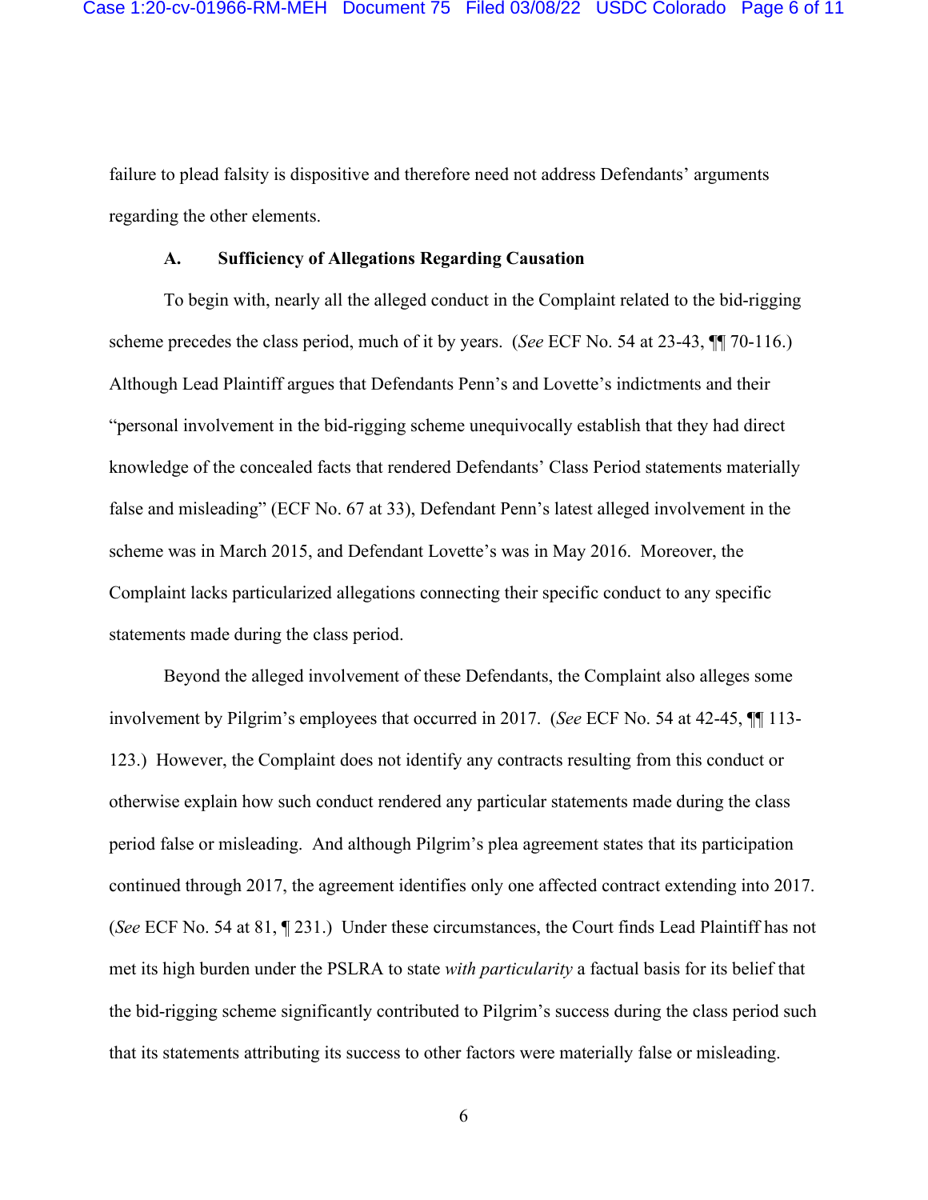failure to plead falsity is dispositive and therefore need not address Defendants' arguments regarding the other elements.

### A. Sufficiency of Allegations Regarding Causation

To begin with, nearly all the alleged conduct in the Complaint related to the bid-rigging scheme precedes the class period, much of it by years. (*See* ECF No. 54 at 23-43, ¶¶ 70-116.) Although Lead Plaintiff argues that Defendants Penn's and Lovette's indictments and their "personal involvement in the bid-rigging scheme unequivocally establish that they had direct knowledge of the concealed facts that rendered Defendants' Class Period statements materially false and misleading" (ECF No. 67 at 33), Defendant Penn's latest alleged involvement in the scheme was in March 2015, and Defendant Lovette's was in May 2016. Moreover, the Complaint lacks particularized allegations connecting their specific conduct to any specific statements made during the class period.

Beyond the alleged involvement of these Defendants, the Complaint also alleges some involvement by Pilgrim's employees that occurred in 2017. (*See* ECF No. 54 at 42-45, ¶¶ 113-123.) However, the Complaint does not identify any contracts resulting from this conduct or otherwise explain how such conduct rendered any particular statements made during the class period false or misleading. And although Pilgrim's plea agreement states that its participation continued through 2017, the agreement identifies only one affected contract extending into 2017. (*See* ECF No. 54 at 81, ¶ 231.) Under these circumstances, the Court finds Lead Plaintiff has not met its high burden under the PSLRA to state *with particularity* a factual basis for its belief that the bid-rigging scheme significantly contributed to Pilgrim's success during the class period such that its statements attributing its success to other factors were materially false or misleading.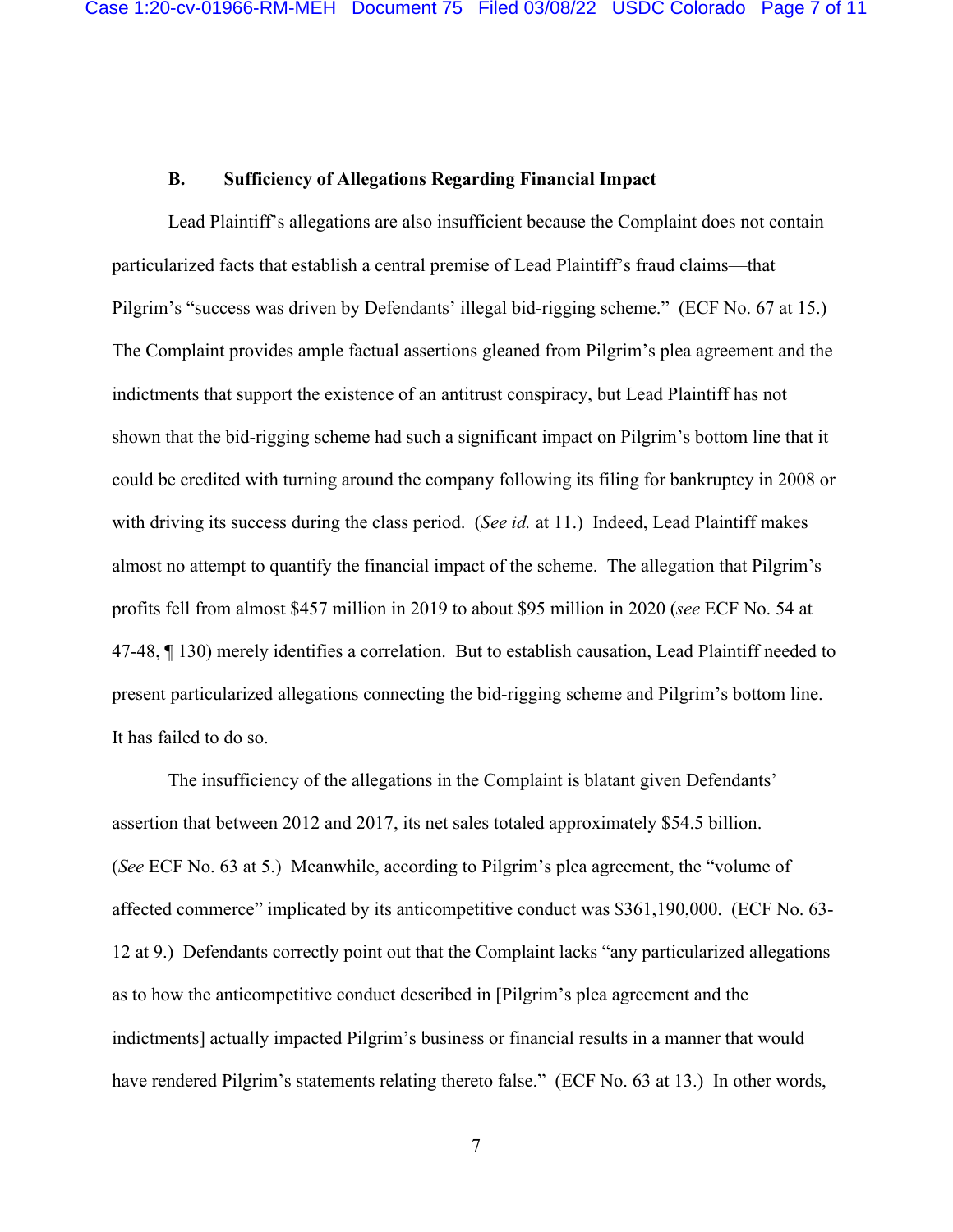### B. Sufficiency of Allegations Regarding Financial Impact

Lead Plaintiff's allegations are also insufficient because the Complaint does not contain particularized facts that establish a central premise of Lead Plaintiff's fraud claims—that Pilgrim's "success was driven by Defendants' illegal bid-rigging scheme." (ECF No. 67 at 15.) The Complaint provides ample factual assertions gleaned from Pilgrim's plea agreement and the indictments that support the existence of an antitrust conspiracy, but Lead Plaintiff has not shown that the bid-rigging scheme had such a significant impact on Pilgrim's bottom line that it could be credited with turning around the company following its filing for bankruptcy in 2008 or with driving its success during the class period. (*See id.* at 11.) Indeed, Lead Plaintiff makes almost no attempt to quantify the financial impact of the scheme. The allegation that Pilgrim's profits fell from almost $457 million in 2019 to about $95 million in 2020 (*see* ECF No. 54 at 47-48, ¶ 130) merely identifies a correlation. But to establish causation, Lead Plaintiff needed to present particularized allegations connecting the bid-rigging scheme and Pilgrim's bottom line. It has failed to do so.

The insufficiency of the allegations in the Complaint is blatant given Defendants' assertion that between 2012 and 2017, its net sales totaled approximately $54.5 billion. (*See* ECF No. 63 at 5.) Meanwhile, according to Pilgrim's plea agreement, the "volume of affected commerce" implicated by its anticompetitive conduct was $361,190,000. (ECF No. 63-12 at 9.) Defendants correctly point out that the Complaint lacks "any particularized allegations as to how the anticompetitive conduct described in [Pilgrim's plea agreement and the indictments] actually impacted Pilgrim's business or financial results in a manner that would have rendered Pilgrim's statements relating thereto false." (ECF No. 63 at 13.) In other words,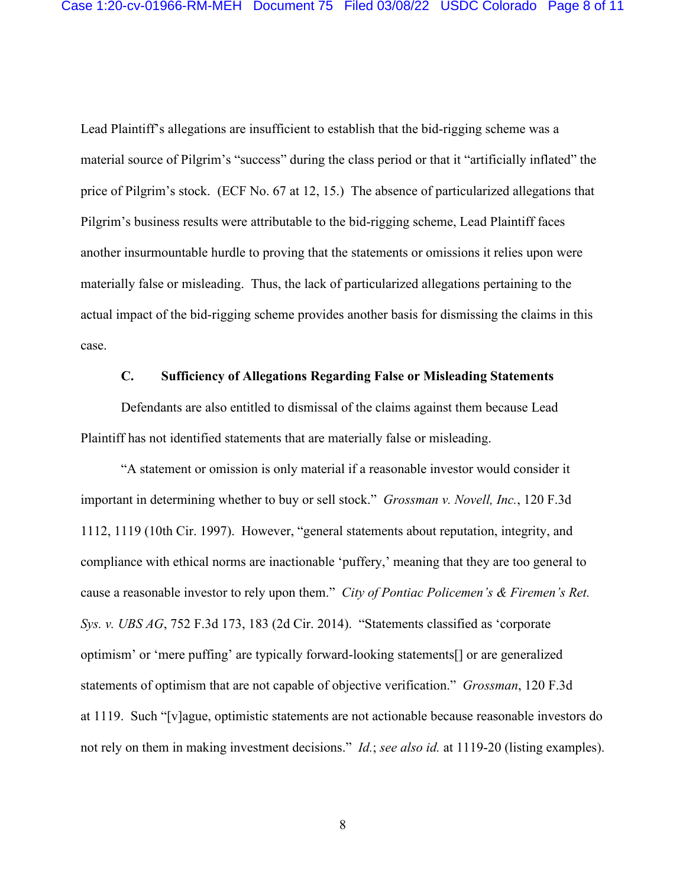Lead Plaintiff's allegations are insufficient to establish that the bid-rigging scheme was a material source of Pilgrim's "success" during the class period or that it "artificially inflated" the price of Pilgrim's stock. (ECF No. 67 at 12, 15.) The absence of particularized allegations that Pilgrim's business results were attributable to the bid-rigging scheme, Lead Plaintiff faces another insurmountable hurdle to proving that the statements or omissions it relies upon were materially false or misleading. Thus, the lack of particularized allegations pertaining to the actual impact of the bid-rigging scheme provides another basis for dismissing the claims in this case.

### C. Sufficiency of Allegations Regarding False or Misleading Statements

Defendants are also entitled to dismissal of the claims against them because Lead Plaintiff has not identified statements that are materially false or misleading.

"A statement or omission is only material if a reasonable investor would consider it important in determining whether to buy or sell stock." *Grossman v. Novell, Inc.*, 120 F.3d 1112, 1119 (10th Cir. 1997). However, "general statements about reputation, integrity, and compliance with ethical norms are inactionable 'puffery,' meaning that they are too general to cause a reasonable investor to rely upon them." *City of Pontiac Policemen's & Firemen's Ret. Sys. v. UBS AG*, 752 F.3d 173, 183 (2d Cir. 2014). "Statements classified as 'corporate optimism' or 'mere puffing' are typically forward-looking statements[] or are generalized statements of optimism that are not capable of objective verification." *Grossman*, 120 F.3d at 1119. Such "[v]ague, optimistic statements are not actionable because reasonable investors do not rely on them in making investment decisions." *Id.*; *see also id.* at 1119-20 (listing examples).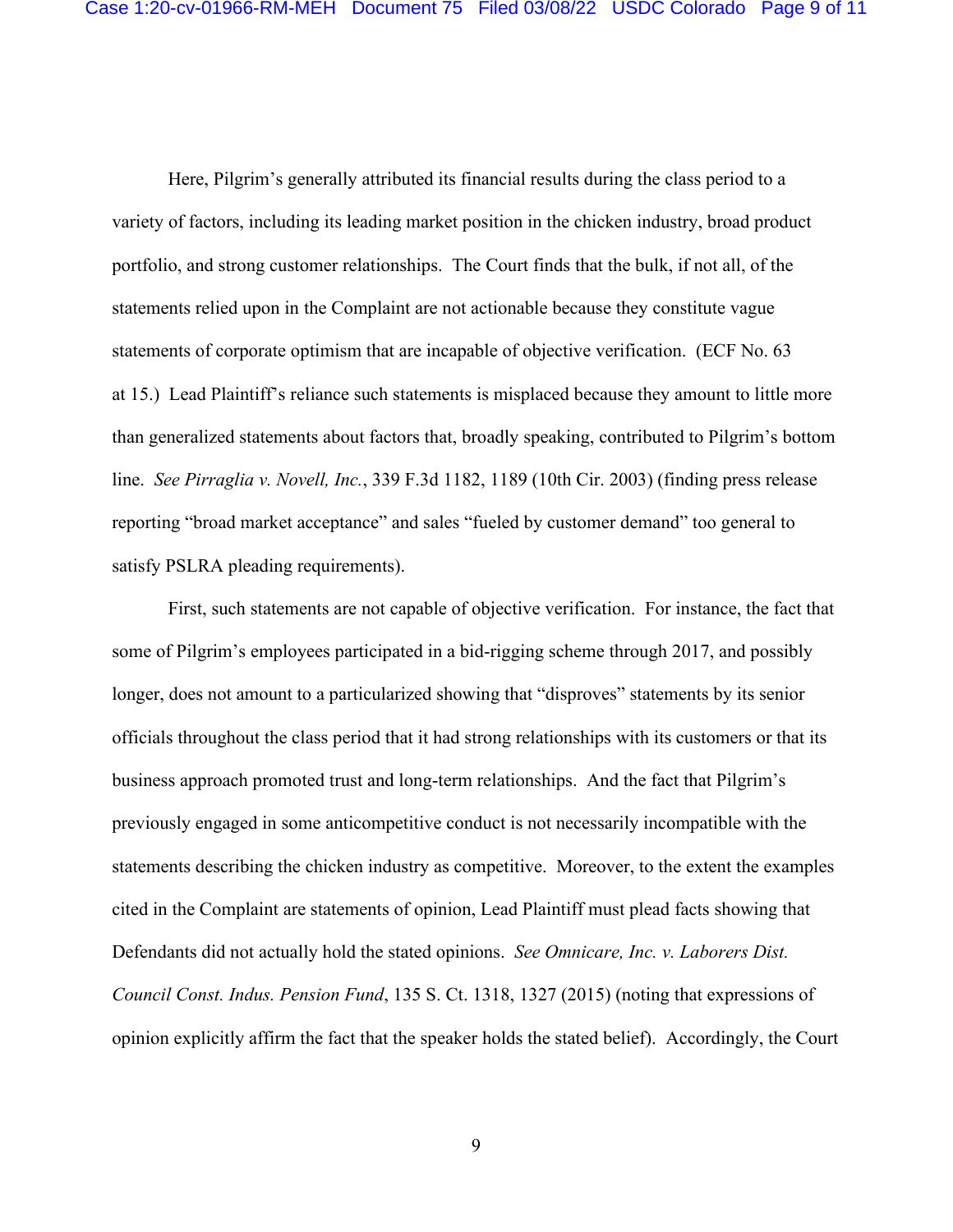Here, Pilgrim's generally attributed its financial results during the class period to a variety of factors, including its leading market position in the chicken industry, broad product portfolio, and strong customer relationships. The Court finds that the bulk, if not all, of the statements relied upon in the Complaint are not actionable because they constitute vague statements of corporate optimism that are incapable of objective verification. (ECF No. 63 at 15.) Lead Plaintiff's reliance such statements is misplaced because they amount to little more than generalized statements about factors that, broadly speaking, contributed to Pilgrim's bottom line. *See Pirraglia v. Novell, Inc.*, 339 F.3d 1182, 1189 (10th Cir. 2003) (finding press release reporting "broad market acceptance" and sales "fueled by customer demand" too general to satisfy PSLRA pleading requirements).

First, such statements are not capable of objective verification. For instance, the fact that some of Pilgrim's employees participated in a bid-rigging scheme through 2017, and possibly longer, does not amount to a particularized showing that "disproves" statements by its senior officials throughout the class period that it had strong relationships with its customers or that its business approach promoted trust and long-term relationships. And the fact that Pilgrim's previously engaged in some anticompetitive conduct is not necessarily incompatible with the statements describing the chicken industry as competitive. Moreover, to the extent the examples cited in the Complaint are statements of opinion, Lead Plaintiff must plead facts showing that Defendants did not actually hold the stated opinions. *See Omnicare, Inc. v. Laborers Dist. Council Const. Indus. Pension Fund*, 135 S. Ct. 1318, 1327 (2015) (noting that expressions of opinion explicitly affirm the fact that the speaker holds the stated belief). Accordingly, the Court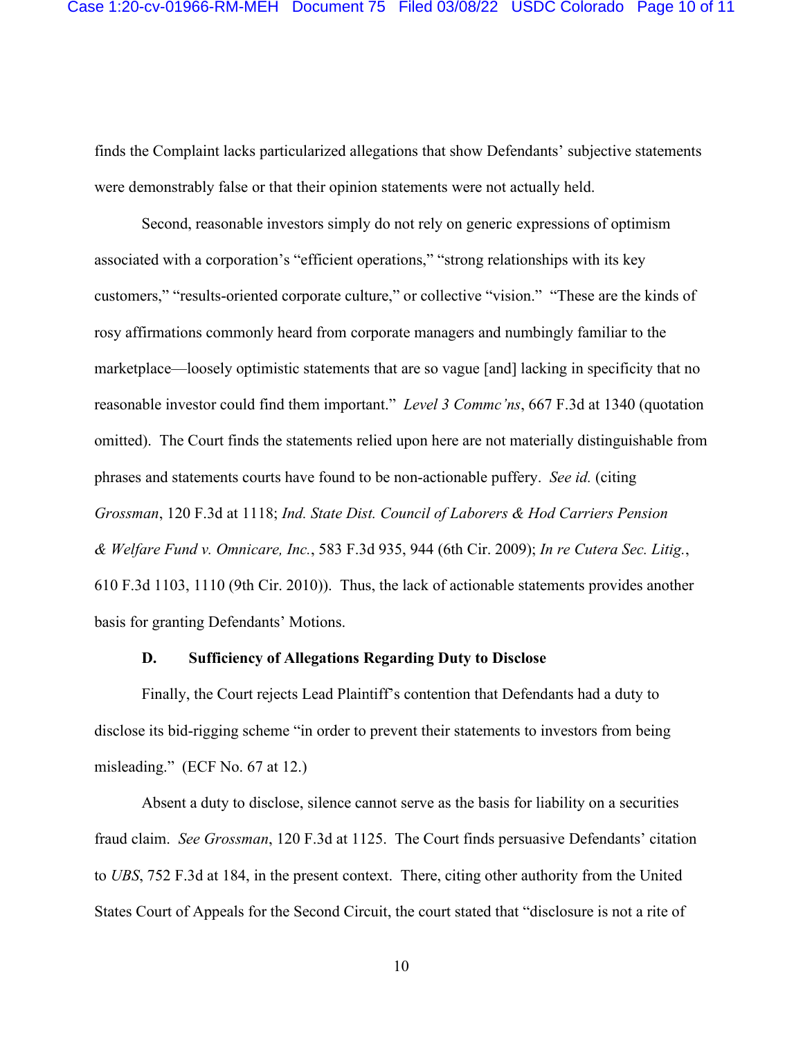finds the Complaint lacks particularized allegations that show Defendants' subjective statements were demonstrably false or that their opinion statements were not actually held.

Second, reasonable investors simply do not rely on generic expressions of optimism associated with a corporation's "efficient operations," "strong relationships with its key customers," "results-oriented corporate culture," or collective "vision." "These are the kinds of rosy affirmations commonly heard from corporate managers and numbingly familiar to the marketplace—loosely optimistic statements that are so vague [and] lacking in specificity that no reasonable investor could find them important." *Level 3 Commc'ns*, 667 F.3d at 1340 (quotation omitted). The Court finds the statements relied upon here are not materially distinguishable from phrases and statements courts have found to be non-actionable puffery. *See id.* (citing *Grossman*, 120 F.3d at 1118; *Ind. State Dist. Council of Laborers & Hod Carriers Pension & Welfare Fund v. Omnicare, Inc.*, 583 F.3d 935, 944 (6th Cir. 2009); *In re Cutera Sec. Litig.*, 610 F.3d 1103, 1110 (9th Cir. 2010)). Thus, the lack of actionable statements provides another basis for granting Defendants' Motions.

### D. Sufficiency of Allegations Regarding Duty to Disclose

Finally, the Court rejects Lead Plaintiff's contention that Defendants had a duty to disclose its bid-rigging scheme "in order to prevent their statements to investors from being misleading." (ECF No. 67 at 12.)

Absent a duty to disclose, silence cannot serve as the basis for liability on a securities fraud claim. *See Grossman*, 120 F.3d at 1125. The Court finds persuasive Defendants' citation to *UBS*, 752 F.3d at 184, in the present context. There, citing other authority from the United States Court of Appeals for the Second Circuit, the court stated that "disclosure is not a rite of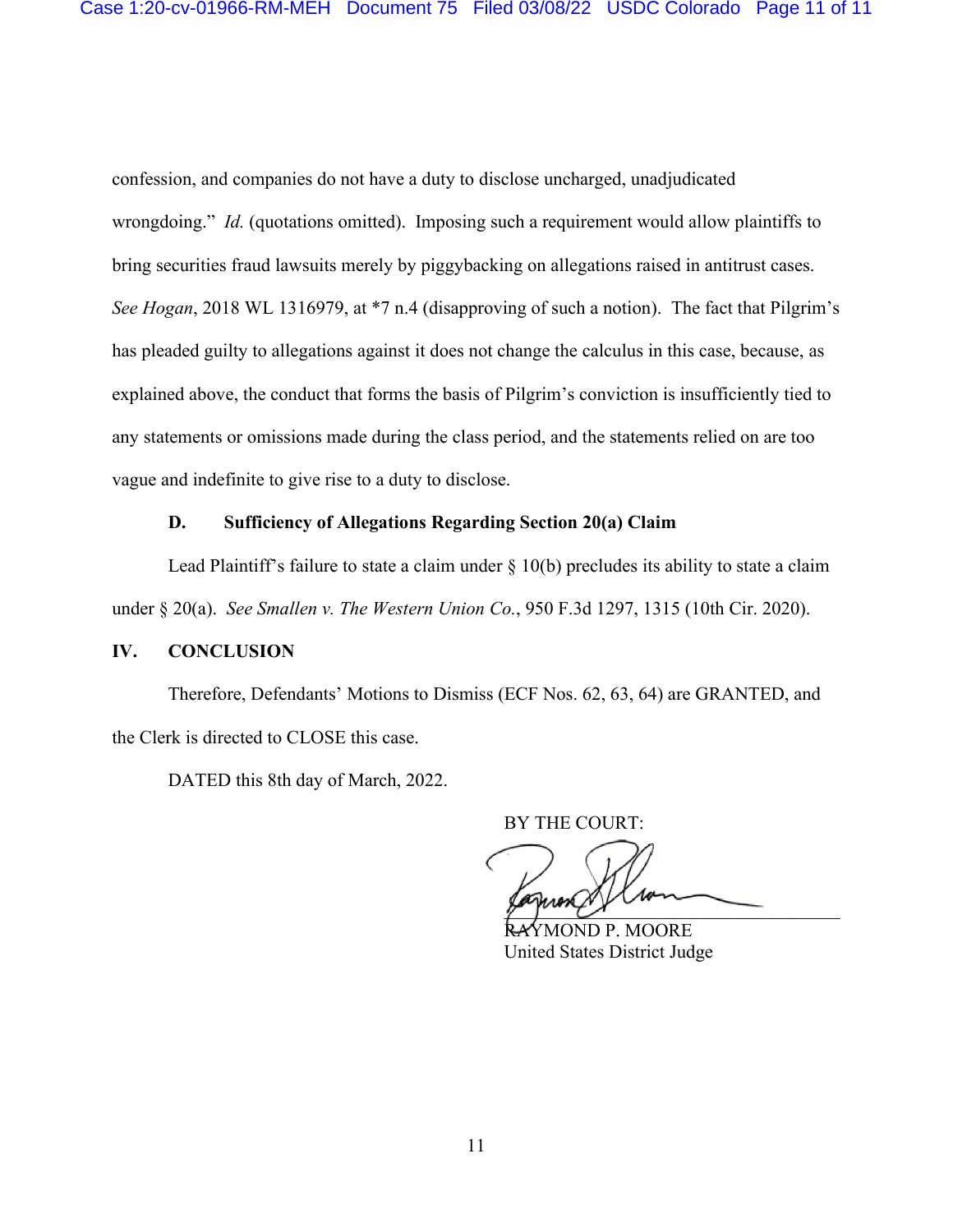confession, and companies do not have a duty to disclose uncharged, unadjudicated wrongdoing." *Id.* (quotations omitted). Imposing such a requirement would allow plaintiffs to bring securities fraud lawsuits merely by piggybacking on allegations raised in antitrust cases. *See Hogan*, 2018 WL 1316979, at *7 n.4 (disapproving of such a notion). The fact that Pilgrim's has pleaded guilty to allegations against it does not change the calculus in this case, because, as explained above, the conduct that forms the basis of Pilgrim's conviction is insufficiently tied to any statements or omissions made during the class period, and the statements relied on are too vague and indefinite to give rise to a duty to disclose.

### D. Sufficiency of Allegations Regarding Section 20(a) Claim

Lead Plaintiff's failure to state a claim under § 10(b) precludes its ability to state a claim under § 20(a). *See Smallen v. The Western Union Co.*, 950 F.3d 1297, 1315 (10th Cir. 2020).

## IV. CONCLUSION

Therefore, Defendants' Motions to Dismiss (ECF Nos. 62, 63, 64) are GRANTED, and the Clerk is directed to CLOSE this case.

DATED this 8th day of March, 2022.

BY THE COURT:

RAYMOND P. MOORE
United States District Judge